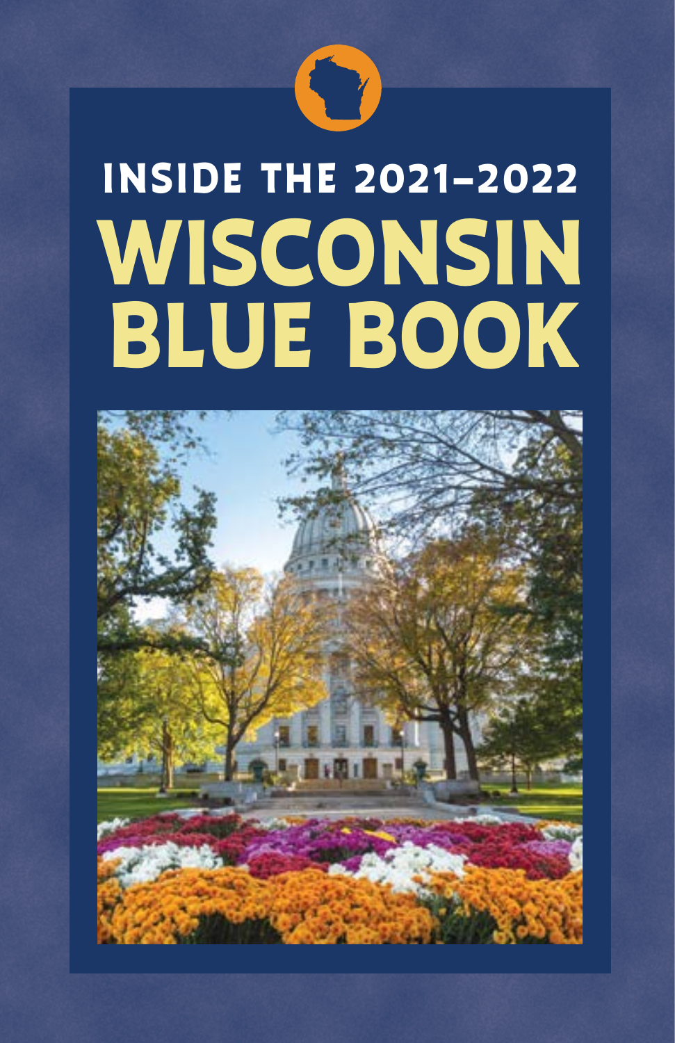# INSIDE THE 2021–2022 WISCONSIN BLUE BOOK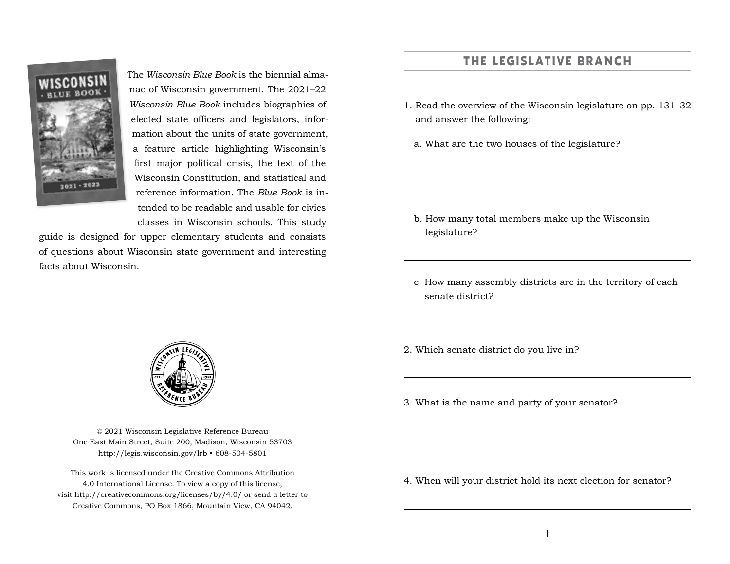The *Wisconsin Blue Book* is the biennial almanac of Wisconsin government. The 2021–22 *Wisconsin Blue Book* includes biographies of elected state officers and legislators, information about the units of state government, a feature article highlighting Wisconsin's first major political crisis, the text of the Wisconsin Constitution, and statistical and reference information. The *Blue Book* is intended to be readable and usable for civics classes in Wisconsin schools. This study guide is designed for upper elementary students and consists of questions about Wisconsin state government and interesting facts about Wisconsin.

© 2021 Wisconsin Legislative Reference Bureau
One East Main Street, Suite 200, Madison, Wisconsin 53703
http://legis.wisconsin.gov/lrb • 608-504-5801

This work is licensed under the Creative Commons Attribution 4.0 International License. To view a copy of this license, visit http://creativecommons.org/licenses/by/4.0/ or send a letter to Creative Commons, PO Box 1866, Mountain View, CA 94042.

## THE LEGISLATIVE BRANCH

1. Read the overview of the Wisconsin legislature on pp. 131–32 and answer the following:

   a. What are the two houses of the legislature?

   ______________________________

   ______________________________

   b. How many total members make up the Wisconsin legislature?

   ______________________________

   c. How many assembly districts are in the territory of each senate district?

   ______________________________

2. Which senate district do you live in?

   ______________________________

3. What is the name and party of your senator?

   ______________________________

   ______________________________

4. When will your district hold its next election for senator?

   ______________________________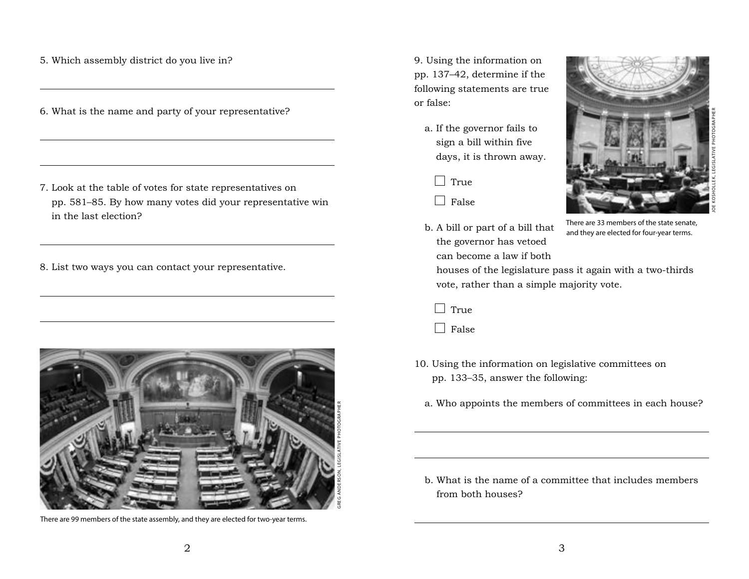5. Which assembly district do you live in?

______________________________________________

6. What is the name and party of your representative?

______________________________________________

______________________________________________

7. Look at the table of votes for state representatives on pp. 581–85. By how many votes did your representative win in the last election?

______________________________________________

8. List two ways you can contact your representative.

______________________________________________

______________________________________________

There are 99 members of the state assembly, and they are elected for two-year terms.

GREG ANDERSON, LEGISLATIVE PHOTOGRAPHER

9. Using the information on pp. 137–42, determine if the following statements are true or false:

a. If the governor fails to sign a bill within five days, it is thrown away.

- [ ] True
- [ ] False

b. A bill or part of a bill that the governor has vetoed can become a law if both houses of the legislature pass it again with a two-thirds vote, rather than a simple majority vote.

- [ ] True
- [ ] False

There are 33 members of the state senate, and they are elected for four-year terms.

JOE KOSHOLLEK, LEGISLATIVE PHOTOGRAPHER

10. Using the information on legislative committees on pp. 133–35, answer the following:

a. Who appoints the members of committees in each house?

______________________________________________

______________________________________________

b. What is the name of a committee that includes members from both houses?

______________________________________________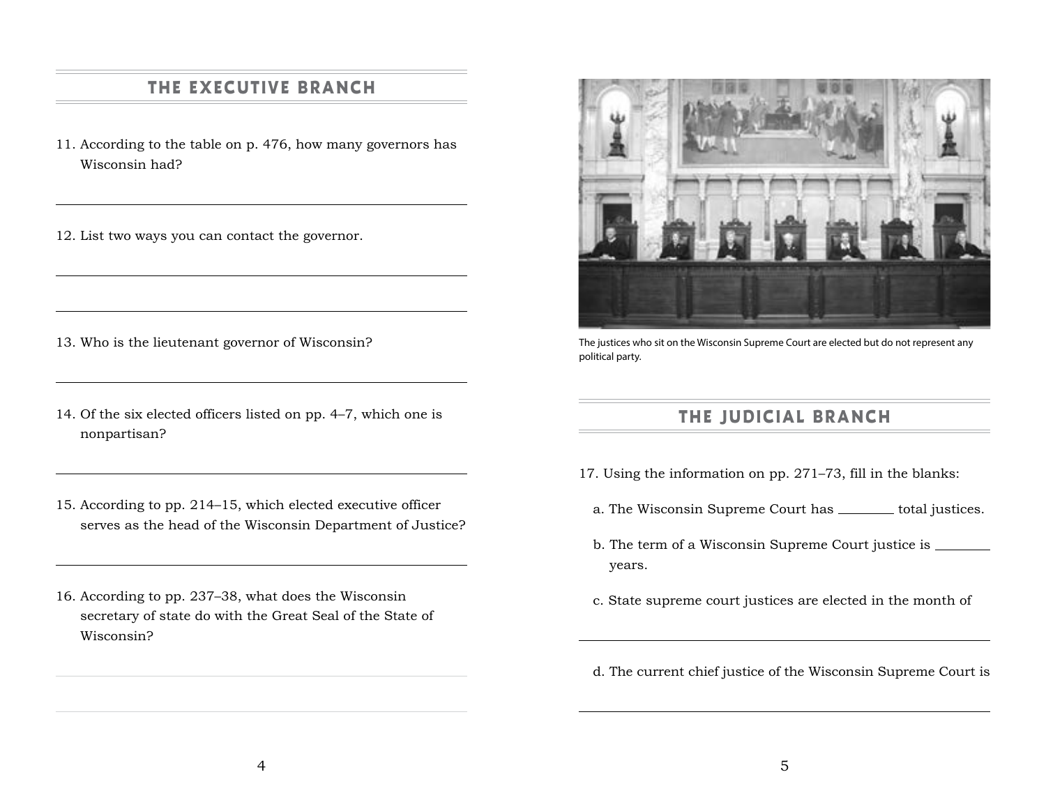## THE EXECUTIVE BRANCH

11. According to the table on p. 476, how many governors has Wisconsin had?

12. List two ways you can contact the governor.

13. Who is the lieutenant governor of Wisconsin?

14. Of the six elected officers listed on pp. 4–7, which one is nonpartisan?

15. According to pp. 214–15, which elected executive officer serves as the head of the Wisconsin Department of Justice?

16. According to pp. 237–38, what does the Wisconsin secretary of state do with the Great Seal of the State of Wisconsin?

The justices who sit on the Wisconsin Supreme Court are elected but do not represent any political party.

## THE JUDICIAL BRANCH

17. Using the information on pp. 271–73, fill in the blanks:

   a. The Wisconsin Supreme Court has ________ total justices.

   b. The term of a Wisconsin Supreme Court justice is ________ years.

   c. State supreme court justices are elected in the month of

   d. The current chief justice of the Wisconsin Supreme Court is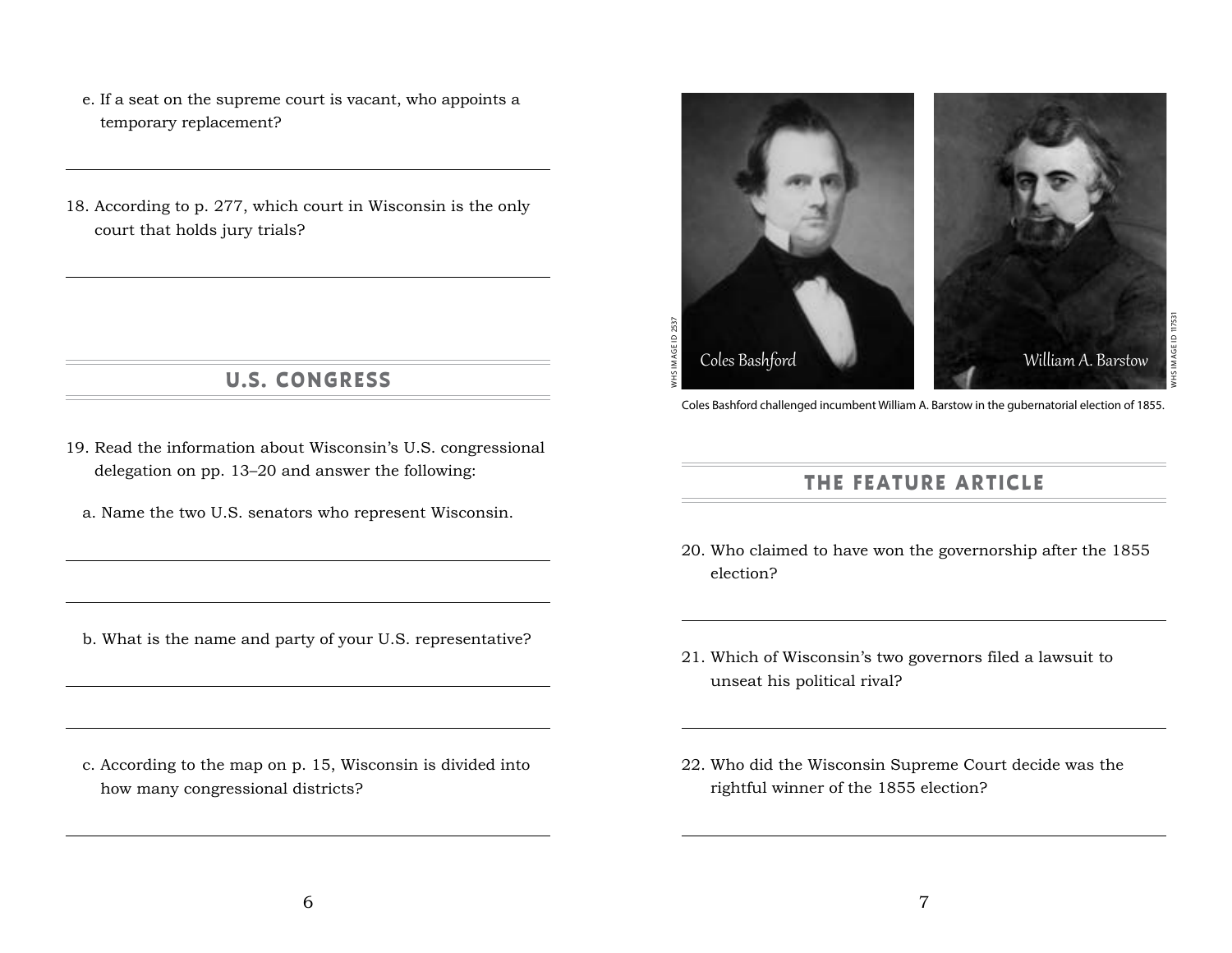e. If a seat on the supreme court is vacant, who appoints a temporary replacement?

18. According to p. 277, which court in Wisconsin is the only court that holds jury trials?

## U.S. CONGRESS

19. Read the information about Wisconsin's U.S. congressional delegation on pp. 13–20 and answer the following:

   a. Name the two U.S. senators who represent Wisconsin.

   b. What is the name and party of your U.S. representative?

   c. According to the map on p. 15, Wisconsin is divided into how many congressional districts?

Coles Bashford challenged incumbent William A. Barstow in the gubernatorial election of 1855.

## THE FEATURE ARTICLE

20. Who claimed to have won the governorship after the 1855 election?

21. Which of Wisconsin's two governors filed a lawsuit to unseat his political rival?

22. Who did the Wisconsin Supreme Court decide was the rightful winner of the 1855 election?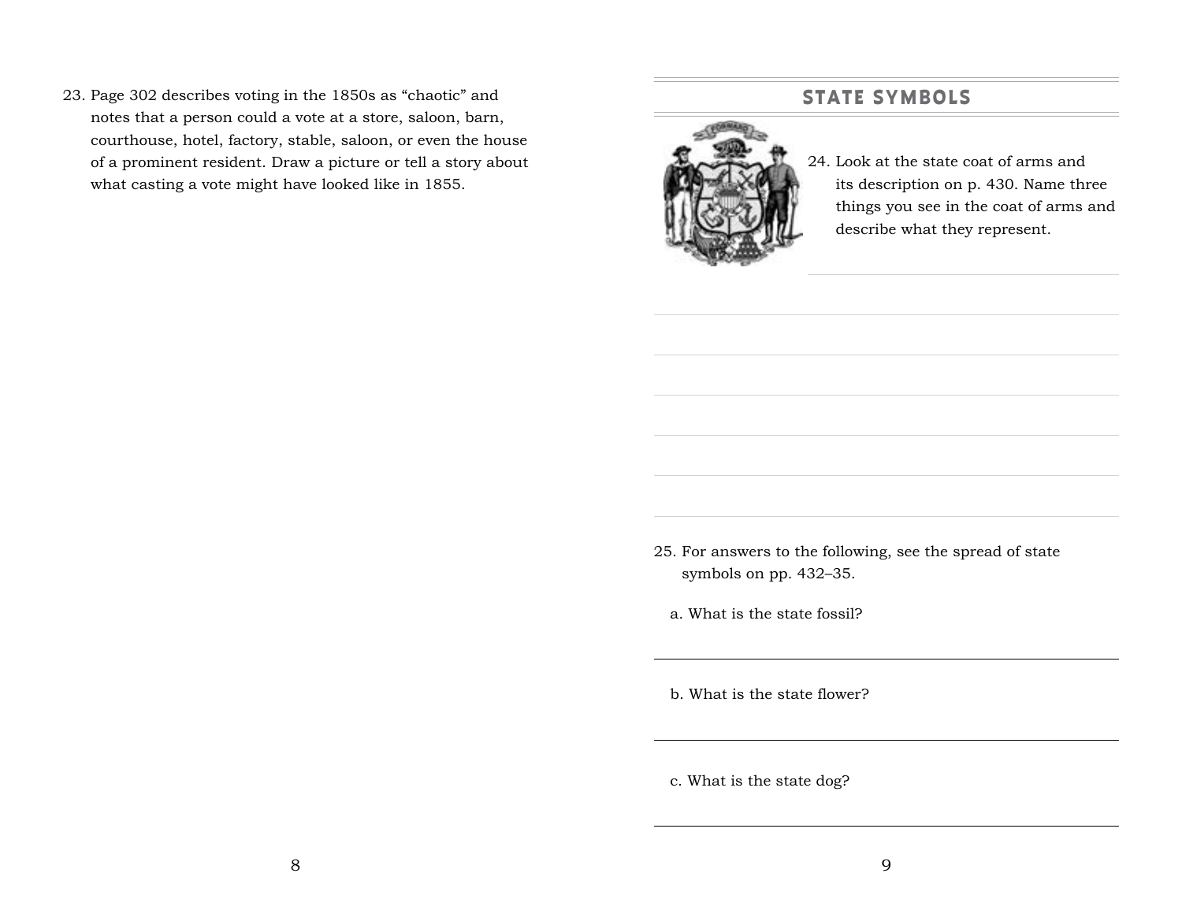23. Page 302 describes voting in the 1850s as "chaotic" and notes that a person could a vote at a store, saloon, barn, courthouse, hotel, factory, stable, saloon, or even the house of a prominent resident. Draw a picture or tell a story about what casting a vote might have looked like in 1855.

## STATE SYMBOLS

24. Look at the state coat of arms and its description on p. 430. Name three things you see in the coat of arms and describe what they represent.

25. For answers to the following, see the spread of state symbols on pp. 432–35.

   a. What is the state fossil?

   b. What is the state flower?

   c. What is the state dog?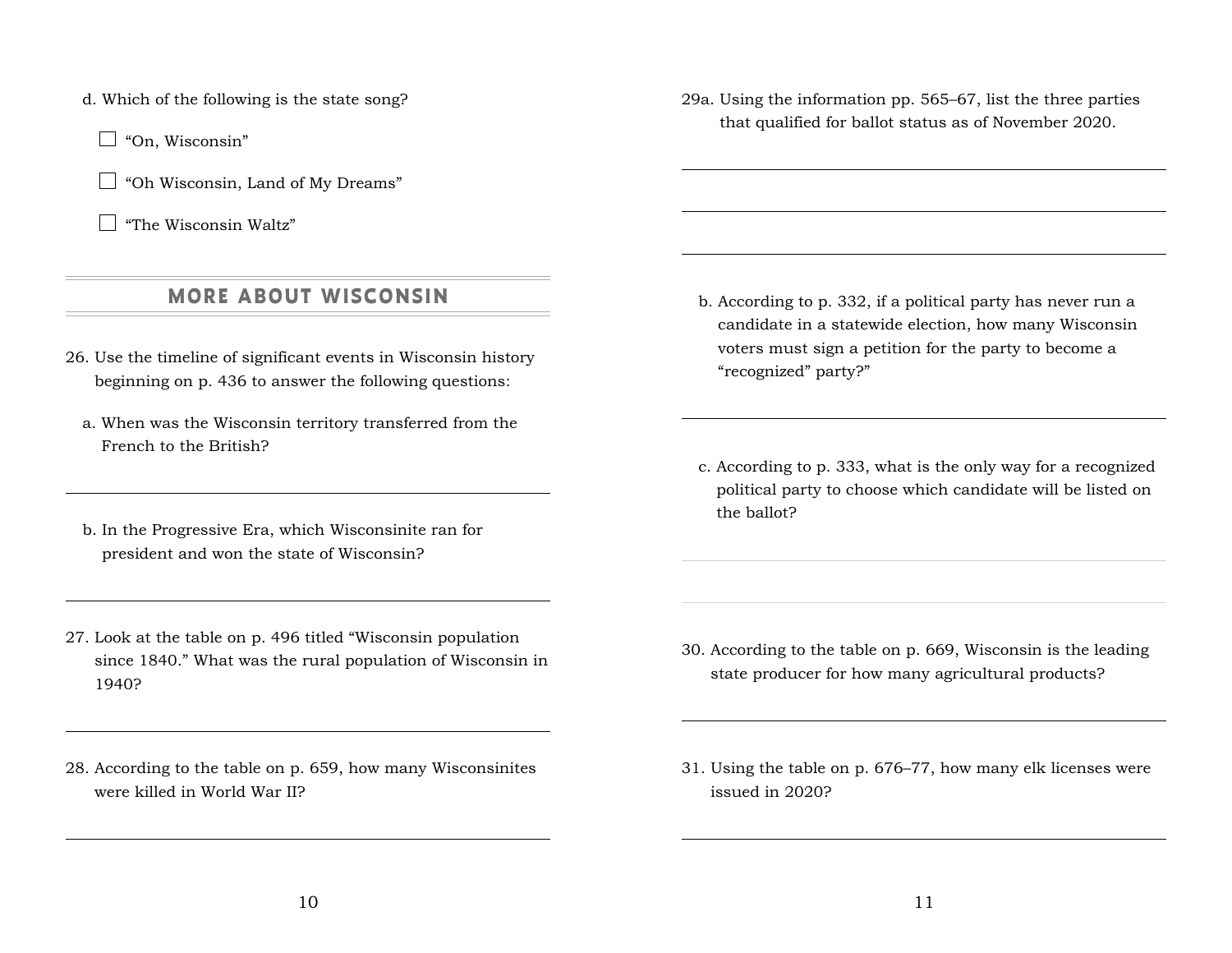d. Which of the following is the state song?

- ☐ "On, Wisconsin"
- ☐ "Oh Wisconsin, Land of My Dreams"
- ☐ "The Wisconsin Waltz"

## MORE ABOUT WISCONSIN

26. Use the timeline of significant events in Wisconsin history beginning on p. 436 to answer the following questions:

a. When was the Wisconsin territory transferred from the French to the British?

______________________________

b. In the Progressive Era, which Wisconsinite ran for president and won the state of Wisconsin?

______________________________

27. Look at the table on p. 496 titled "Wisconsin population since 1840." What was the rural population of Wisconsin in 1940?

______________________________

28. According to the table on p. 659, how many Wisconsinites were killed in World War II?

______________________________

29a. Using the information pp. 565–67, list the three parties that qualified for ballot status as of November 2020.

______________________________

______________________________

______________________________

b. According to p. 332, if a political party has never run a candidate in a statewide election, how many Wisconsin voters must sign a petition for the party to become a "recognized" party?"

______________________________

c. According to p. 333, what is the only way for a recognized political party to choose which candidate will be listed on the ballot?

______________________________

______________________________

30. According to the table on p. 669, Wisconsin is the leading state producer for how many agricultural products?

______________________________

31. Using the table on p. 676–77, how many elk licenses were issued in 2020?

______________________________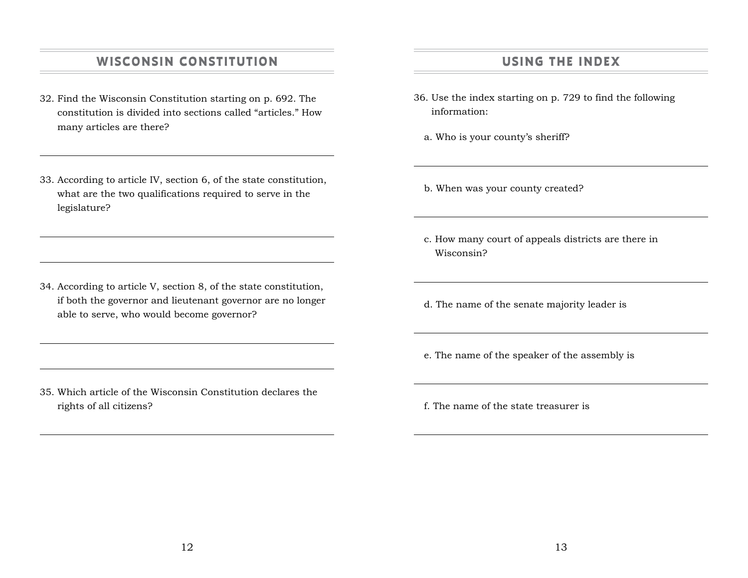## WISCONSIN CONSTITUTION

32. Find the Wisconsin Constitution starting on p. 692. The constitution is divided into sections called "articles." How many articles are there?

33. According to article IV, section 6, of the state constitution, what are the two qualifications required to serve in the legislature?

34. According to article V, section 8, of the state constitution, if both the governor and lieutenant governor are no longer able to serve, who would become governor?

35. Which article of the Wisconsin Constitution declares the rights of all citizens?

## USING THE INDEX

36. Use the index starting on p. 729 to find the following information:

   a. Who is your county's sheriff?

   b. When was your county created?

   c. How many court of appeals districts are there in Wisconsin?

   d. The name of the senate majority leader is

   e. The name of the speaker of the assembly is

   f. The name of the state treasurer is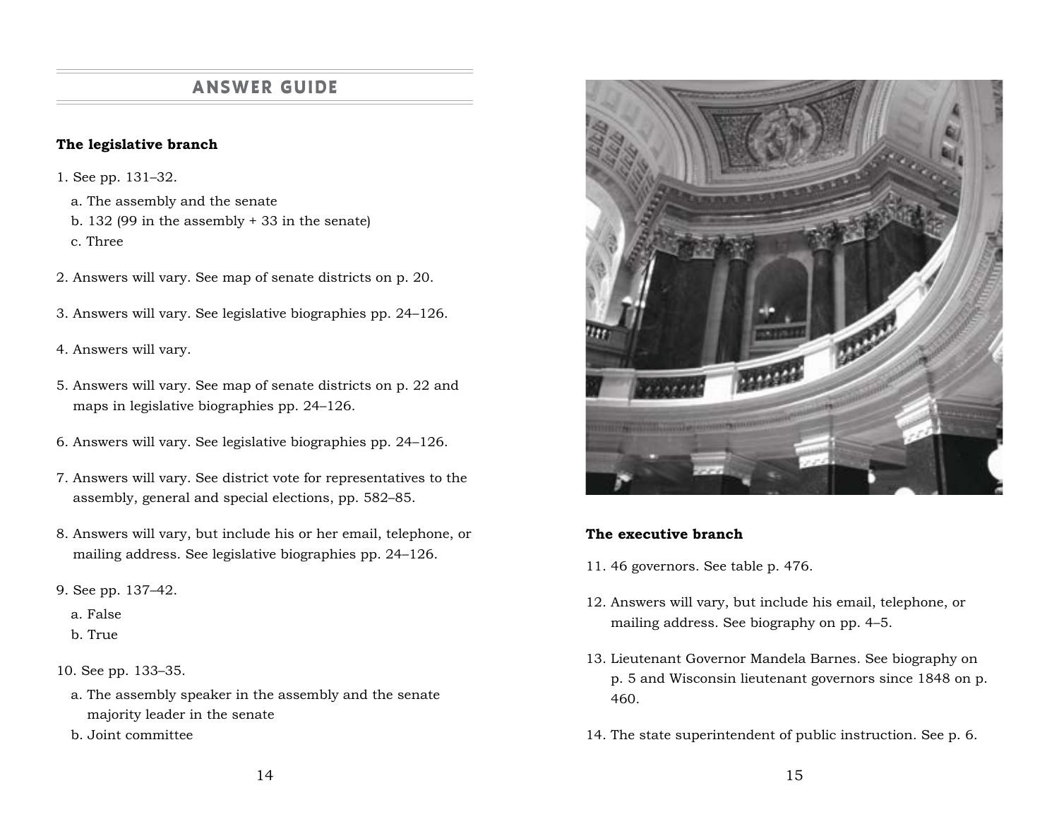## ANSWER GUIDE

**The legislative branch**

1. See pp. 131–32.
   a. The assembly and the senate
   b. 132 (99 in the assembly + 33 in the senate)
   c. Three

2. Answers will vary. See map of senate districts on p. 20.

3. Answers will vary. See legislative biographies pp. 24–126.

4. Answers will vary.

5. Answers will vary. See map of senate districts on p. 22 and maps in legislative biographies pp. 24–126.

6. Answers will vary. See legislative biographies pp. 24–126.

7. Answers will vary. See district vote for representatives to the assembly, general and special elections, pp. 582–85.

8. Answers will vary, but include his or her email, telephone, or mailing address. See legislative biographies pp. 24–126.

9. See pp. 137–42.
   a. False
   b. True

10. See pp. 133–35.
    a. The assembly speaker in the assembly and the senate majority leader in the senate
    b. Joint committee

**The executive branch**

11. 46 governors. See table p. 476.

12. Answers will vary, but include his email, telephone, or mailing address. See biography on pp. 4–5.

13. Lieutenant Governor Mandela Barnes. See biography on p. 5 and Wisconsin lieutenant governors since 1848 on p. 460.

14. The state superintendent of public instruction. See p. 6.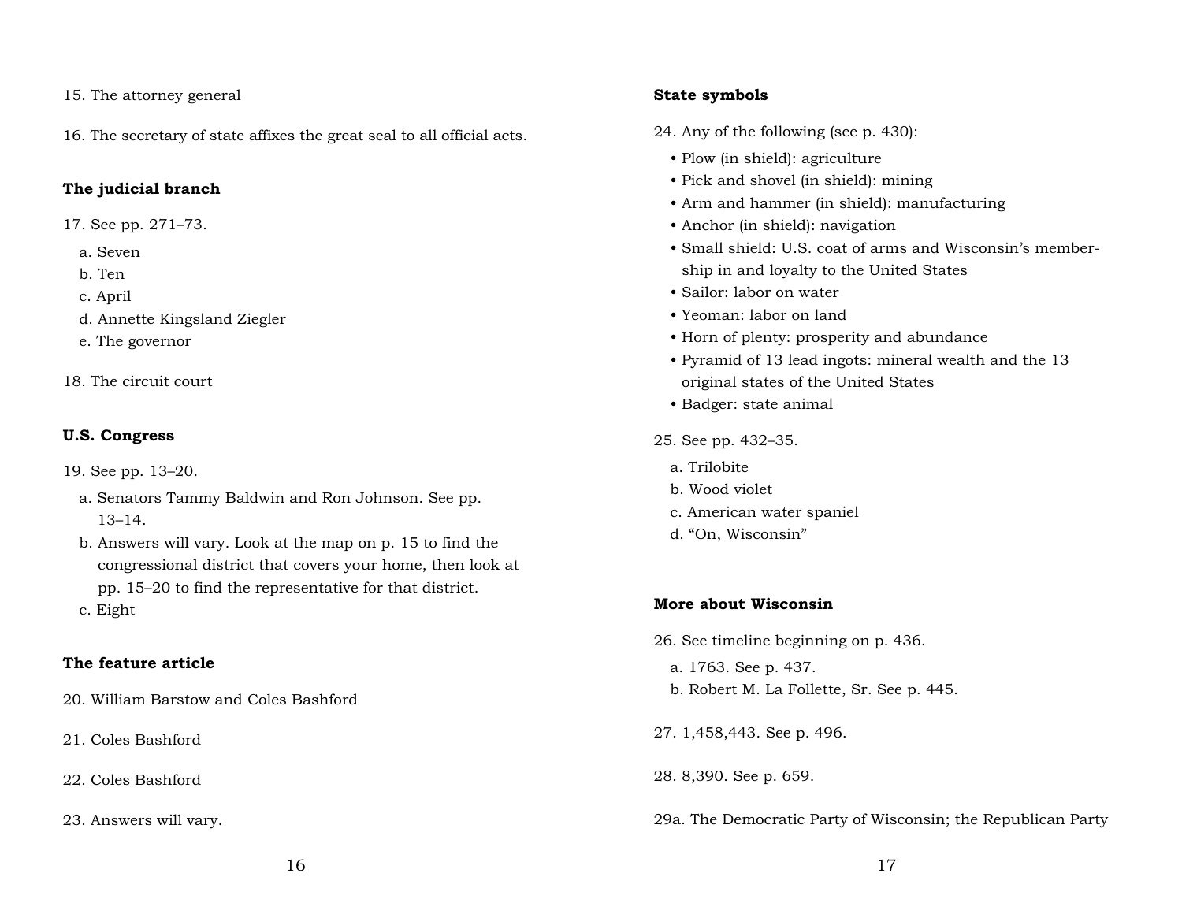15. The attorney general

16. The secretary of state affixes the great seal to all official acts.

**The judicial branch**

17. See pp. 271–73.

   a. Seven
   b. Ten
   c. April
   d. Annette Kingsland Ziegler
   e. The governor

18. The circuit court

**U.S. Congress**

19. See pp. 13–20.

   a. Senators Tammy Baldwin and Ron Johnson. See pp. 13–14.
   b. Answers will vary. Look at the map on p. 15 to find the congressional district that covers your home, then look at pp. 15–20 to find the representative for that district.
   c. Eight

**The feature article**

20. William Barstow and Coles Bashford

21. Coles Bashford

22. Coles Bashford

23. Answers will vary.

**State symbols**

24. Any of the following (see p. 430):

- Plow (in shield): agriculture
- Pick and shovel (in shield): mining
- Arm and hammer (in shield): manufacturing
- Anchor (in shield): navigation
- Small shield: U.S. coat of arms and Wisconsin's membership in and loyalty to the United States
- Sailor: labor on water
- Yeoman: labor on land
- Horn of plenty: prosperity and abundance
- Pyramid of 13 lead ingots: mineral wealth and the 13 original states of the United States
- Badger: state animal

25. See pp. 432–35.

   a. Trilobite
   b. Wood violet
   c. American water spaniel
   d. "On, Wisconsin"

**More about Wisconsin**

26. See timeline beginning on p. 436.

   a. 1763. See p. 437.
   b. Robert M. La Follette, Sr. See p. 445.

27. 1,458,443. See p. 496.

28. 8,390. See p. 659.

29a. The Democratic Party of Wisconsin; the Republican Party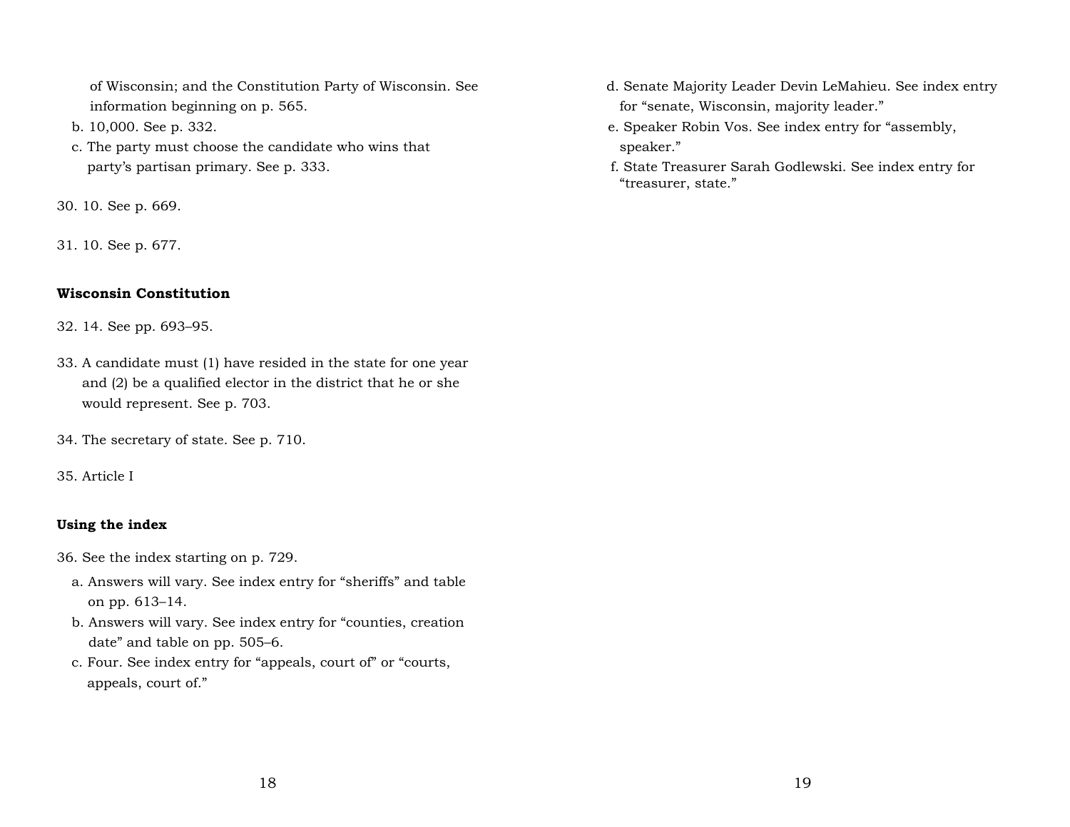of Wisconsin; and the Constitution Party of Wisconsin. See information beginning on p. 565.

b. 10,000. See p. 332.

c. The party must choose the candidate who wins that party's partisan primary. See p. 333.

30. 10. See p. 669.

31. 10. See p. 677.

**Wisconsin Constitution**

32. 14. See pp. 693–95.

33. A candidate must (1) have resided in the state for one year and (2) be a qualified elector in the district that he or she would represent. See p. 703.

34. The secretary of state. See p. 710.

35. Article I

**Using the index**

36. See the index starting on p. 729.

a. Answers will vary. See index entry for "sheriffs" and table on pp. 613–14.

b. Answers will vary. See index entry for "counties, creation date" and table on pp. 505–6.

c. Four. See index entry for "appeals, court of" or "courts, appeals, court of."

d. Senate Majority Leader Devin LeMahieu. See index entry for "senate, Wisconsin, majority leader."

e. Speaker Robin Vos. See index entry for "assembly, speaker."

f. State Treasurer Sarah Godlewski. See index entry for "treasurer, state."